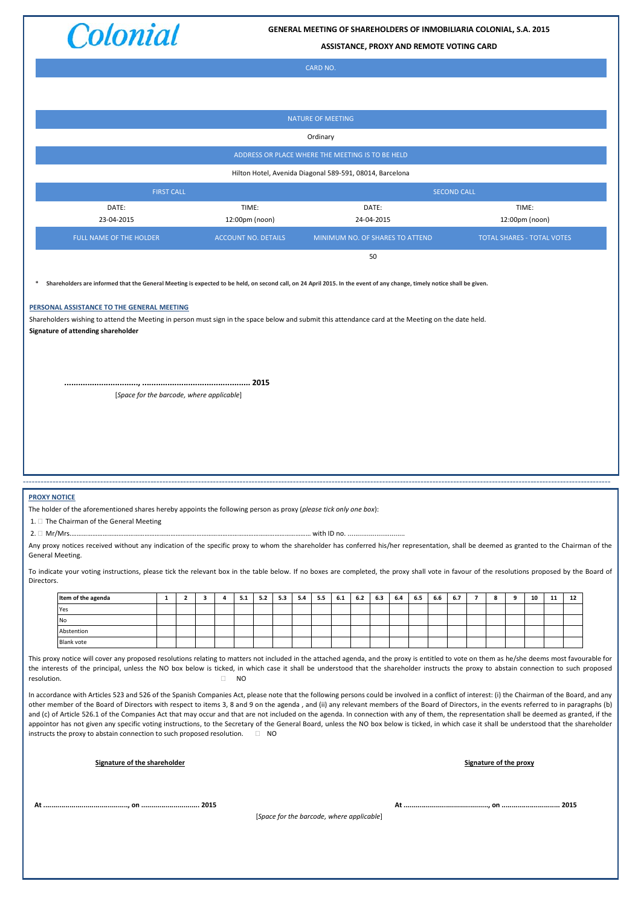Colonial

**GENERAL MEETING OF SHAREHOLDERS OF INMOBILIARIA COLONIAL, S.A. 2015**

**ASSISTANCE, PROXY AND REMOTE VOTING CARD**

| CARD NO. |
|---|
| |

| NATURE OF MEETING |
|---|
| Ordinary |
| ADDRESS OR PLACE WHERE THE MEETING IS TO BE HELD |
| Hilton Hotel, Avenida Diagonal 589-591, 08014, Barcelona |

| FIRST CALL | | SECOND CALL | |
|---|---|---|---|
| DATE: | TIME: | DATE: | TIME: |
| 23-04-2015 | 12:00pm (noon) | 24-04-2015 | 12:00pm (noon) |
| FULL NAME OF THE HOLDER | ACCOUNT NO. DETAILS | MINIMUM NO. OF SHARES TO ATTEND | TOTAL SHARES - TOTAL VOTES |
| | | 50 | |

\* **Shareholders are informed that the General Meeting is expected to be held, on second call, on 24 April 2015. In the event of any change, timely notice shall be given.**

**PERSONAL ASSISTANCE TO THE GENERAL MEETING**

Shareholders wishing to attend the Meeting in person must sign in the space below and submit this attendance card at the Meeting on the date held.

**Signature of attending shareholder**

**..............................., .............................................. 2015**

[*Space for the barcode, where applicable*]

---

**PROXY NOTICE**

The holder of the aforementioned shares hereby appoints the following person as proxy (*please tick only one box*):

1. ☐ The Chairman of the General Meeting
2. ☐ Mr/Mrs.................................................................................................................................... with ID no. ..............................

Any proxy notices received without any indication of the specific proxy to whom the shareholder has conferred his/her representation, shall be deemed as granted to the Chairman of the General Meeting.

To indicate your voting instructions, please tick the relevant box in the table below. If no boxes are completed, the proxy shall vote in favour of the resolutions proposed by the Board of Directors.

| Item of the agenda | 1 | 2 | 3 | 4 | 5.1 | 5.2 | 5.3 | 5.4 | 5.5 | 6.1 | 6.2 | 6.3 | 6.4 | 6.5 | 6.6 | 6.7 | 7 | 8 | 9 | 10 | 11 | 12 |
|---|---|---|---|---|---|---|---|---|---|---|---|---|---|---|---|---|---|---|---|---|---|---|
| Yes | | | | | | | | | | | | | | | | | | | | | | |
| No | | | | | | | | | | | | | | | | | | | | | | |
| Abstention | | | | | | | | | | | | | | | | | | | | | | |
| Blank vote | | | | | | | | | | | | | | | | | | | | | | |

This proxy notice will cover any proposed resolutions relating to matters not included in the attached agenda, and the proxy is entitled to vote on them as he/she deems most favourable for the interests of the principal, unless the NO box below is ticked, in which case it shall be understood that the shareholder instructs the proxy to abstain connection to such proposed resolution. ☐ NO

In accordance with Articles 523 and 526 of the Spanish Companies Act, please note that the following persons could be involved in a conflict of interest: (i) the Chairman of the Board, and any other member of the Board of Directors with respect to items 3, 8 and 9 on the agenda , and (ii) any relevant members of the Board of Directors, in the events referred to in paragraphs (b) and (c) of Article 526.1 of the Companies Act that may occur and that are not included on the agenda. In connection with any of them, the representation shall be deemed as granted, if the appointor has not given any specific voting instructions, to the Secretary of the General Board, unless the NO box below is ticked, in which case it shall be understood that the shareholder instructs the proxy to abstain connection to such proposed resolution. ☐ NO

**Signature of the shareholder**

**At .........................................., on ............................ 2015**

**Signature of the proxy**

**At .........................................., on ............................ 2015**

[*Space for the barcode, where applicable*]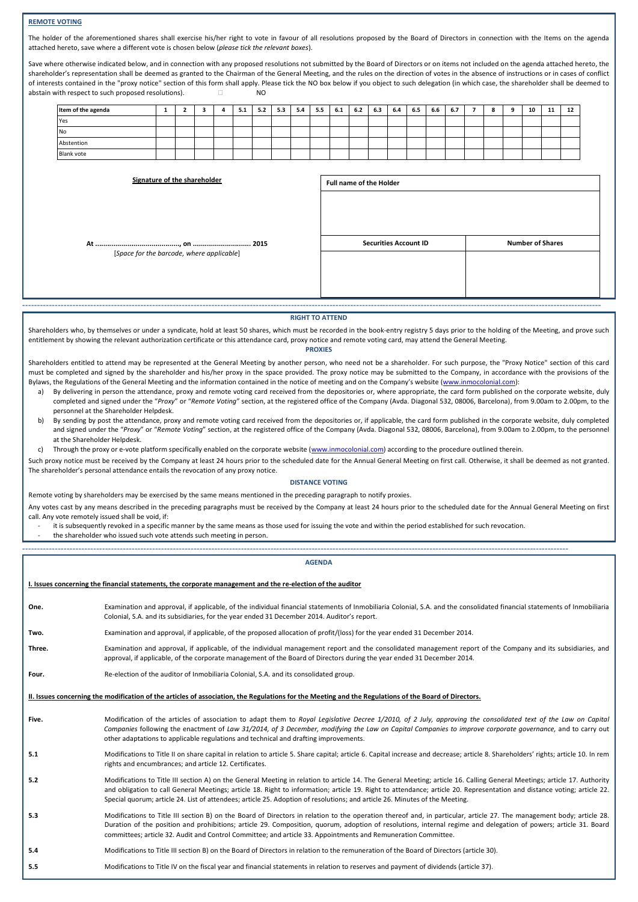## REMOTE VOTING

The holder of the aforementioned shares shall exercise his/her right to vote in favour of all resolutions proposed by the Board of Directors in connection with the Items on the agenda attached hereto, save where a different vote is chosen below (*please tick the relevant boxes*).

Save where otherwise indicated below, and in connection with any proposed resolutions not submitted by the Board of Directors or on items not included on the agenda attached hereto, the shareholder's representation shall be deemed as granted to the Chairman of the General Meeting, and the rules on the direction of votes in the absence of instructions or in cases of conflict of interests contained in the "proxy notice" section of this form shall apply. Please tick the NO box below if you object to such delegation (in which case, the shareholder shall be deemed to abstain with respect to such proposed resolutions). □ NO

| Item of the agenda | 1 | 2 | 3 | 4 | 5.1 | 5.2 | 5.3 | 5.4 | 5.5 | 6.1 | 6.2 | 6.3 | 6.4 | 6.5 | 6.6 | 6.7 | 7 | 8 | 9 | 10 | 11 | 12 |
|---|---|---|---|---|---|---|---|---|---|---|---|---|---|---|---|---|---|---|---|---|---|---|
| Yes | | | | | | | | | | | | | | | | | | | | | | |
| No | | | | | | | | | | | | | | | | | | | | | | |
| Abstention | | | | | | | | | | | | | | | | | | | | | | |
| Blank vote | | | | | | | | | | | | | | | | | | | | | | |

**Signature of the shareholder**

At ........................................., on ............................. 2015

[*Space for the barcode, where applicable*]

| Full name of the Holder | |
|---|---|
| | |
| **Securities Account ID** | **Number of Shares** |
| | |

---

## RIGHT TO ATTEND

Shareholders who, by themselves or under a syndicate, hold at least 50 shares, which must be recorded in the book-entry registry 5 days prior to the holding of the Meeting, and prove such entitlement by showing the relevant authorization certificate or this attendance card, proxy notice and remote voting card, may attend the General Meeting.

## PROXIES

Shareholders entitled to attend may be represented at the General Meeting by another person, who need not be a shareholder. For such purpose, the "Proxy Notice" section of this card must be completed and signed by the shareholder and his/her proxy in the space provided. The proxy notice may be submitted to the Company, in accordance with the provisions of the Bylaws, the Regulations of the General Meeting and the information contained in the notice of meeting and on the Company's website (www.inmocolonial.com):

a) By delivering in person the attendance, proxy and remote voting card received from the depositories or, where appropriate, the card form published on the corporate website, duly completed and signed under the "*Proxy*" or "*Remote Voting*" section, at the registered office of the Company (Avda. Diagonal 532, 08006, Barcelona), from 9.00am to 2.00pm, to the personnel at the Shareholder Helpdesk.
b) By sending by post the attendance, proxy and remote voting card received from the depositories or, if applicable, the card form published in the corporate website, duly completed and signed under the "*Proxy*" or "*Remote Voting*" section, at the registered office of the Company (Avda. Diagonal 532, 08006, Barcelona), from 9.00am to 2.00pm, to the personnel at the Shareholder Helpdesk.
c) Through the proxy or e-vote platform specifically enabled on the corporate website (www.inmocolonial.com) according to the procedure outlined therein.

Such proxy notice must be received by the Company at least 24 hours prior to the scheduled date for the Annual General Meeting on first call. Otherwise, it shall be deemed as not granted. The shareholder's personal attendance entails the revocation of any proxy notice.

## DISTANCE VOTING

Remote voting by shareholders may be exercised by the same means mentioned in the preceding paragraph to notify proxies.

Any votes cast by any means described in the preceding paragraphs must be received by the Company at least 24 hours prior to the scheduled date for the Annual General Meeting on first call. Any vote remotely issued shall be void, if:

- it is subsequently revoked in a specific manner by the same means as those used for issuing the vote and within the period established for such revocation.
- the shareholder who issued such vote attends such meeting in person.

---

## AGENDA

**I. Issues concerning the financial statements, the corporate management and the re-election of the auditor**

**One.** Examination and approval, if applicable, of the individual financial statements of Inmobiliaria Colonial, S.A. and the consolidated financial statements of Inmobiliaria Colonial, S.A. and its subsidiaries, for the year ended 31 December 2014. Auditor's report.

**Two.** Examination and approval, if applicable, of the proposed allocation of profit/(loss) for the year ended 31 December 2014.

**Three.** Examination and approval, if applicable, of the individual management report and the consolidated management report of the Company and its subsidiaries, and approval, if applicable, of the corporate management of the Board of Directors during the year ended 31 December 2014.

**Four.** Re-election of the auditor of Inmobiliaria Colonial, S.A. and its consolidated group.

**II. Issues concerning the modification of the articles of association, the Regulations for the Meeting and the Regulations of the Board of Directors.**

**Five.** Modification of the articles of association to adapt them to *Royal Legislative Decree 1/2010, of 2 July, approving the consolidated text of the Law on Capital Companies* following the enactment of *Law 31/2014, of 3 December, modifying the Law on Capital Companies to improve corporate governance,* and to carry out other adaptations to applicable regulations and technical and drafting improvements.

**5.1** Modifications to Title II on share capital in relation to article 5. Share capital; article 6. Capital increase and decrease; article 8. Shareholders' rights; article 10. In rem rights and encumbrances; and article 12. Certificates.

**5.2** Modifications to Title III section A) on the General Meeting in relation to article 14. The General Meeting; article 16. Calling General Meetings; article 17. Authority and obligation to call General Meetings; article 18. Right to information; article 19. Right to attendance; article 20. Representation and distance voting; article 22. Special quorum; article 24. List of attendees; article 25. Adoption of resolutions; and article 26. Minutes of the Meeting.

**5.3** Modifications to Title III section B) on the Board of Directors in relation to the operation thereof and, in particular, article 27. The management body; article 28. Duration of the position and prohibitions; article 29. Composition, quorum, adoption of resolutions, internal regime and delegation of powers; article 31. Board committees; article 32. Audit and Control Committee; and article 33. Appointments and Remuneration Committee.

**5.4** Modifications to Title III section B) on the Board of Directors in relation to the remuneration of the Board of Directors (article 30).

**5.5** Modifications to Title IV on the fiscal year and financial statements in relation to reserves and payment of dividends (article 37).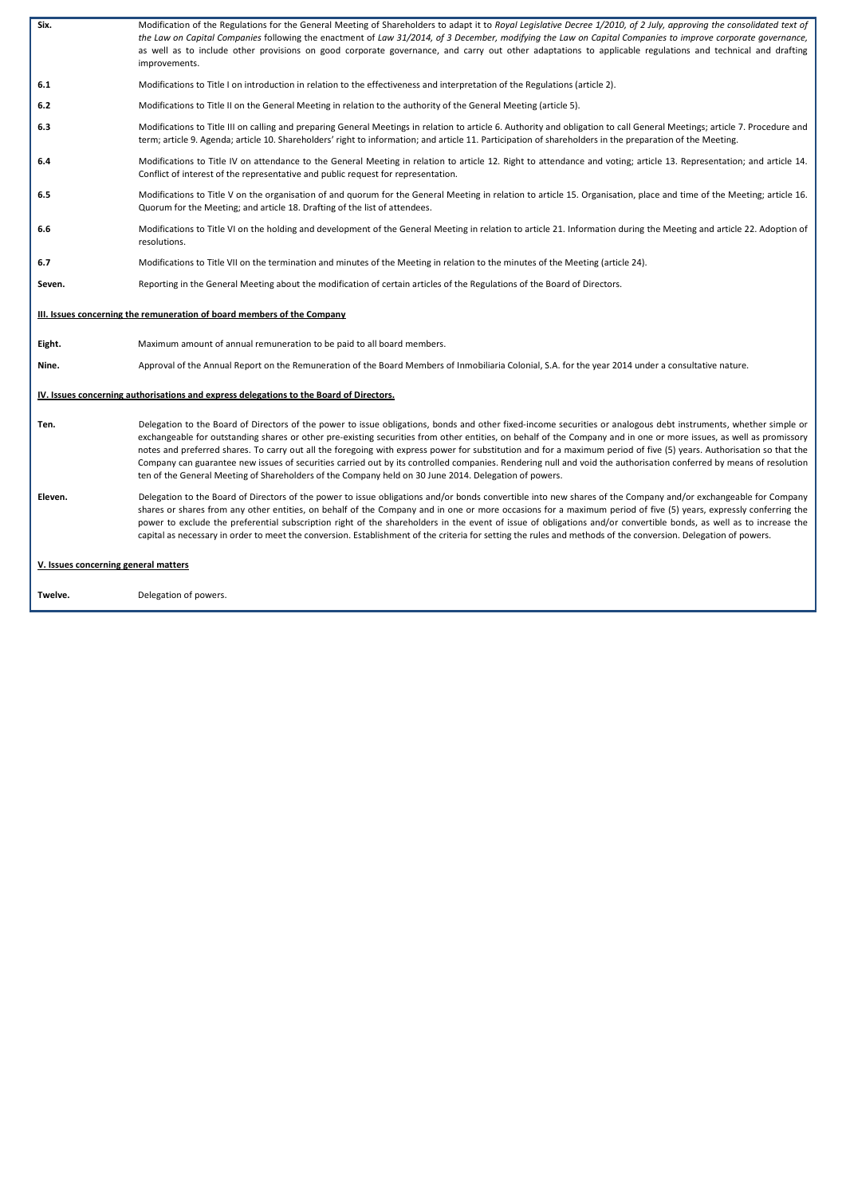| | |
|---|---|
| **Six.** | Modification of the Regulations for the General Meeting of Shareholders to adapt it to *Royal Legislative Decree 1/2010, of 2 July, approving the consolidated text of the Law on Capital Companies* following the enactment of *Law 31/2014, of 3 December, modifying the Law on Capital Companies to improve corporate governance,* as well as to include other provisions on good corporate governance, and carry out other adaptations to applicable regulations and technical and drafting improvements. |
| **6.1** | Modifications to Title I on introduction in relation to the effectiveness and interpretation of the Regulations (article 2). |
| **6.2** | Modifications to Title II on the General Meeting in relation to the authority of the General Meeting (article 5). |
| **6.3** | Modifications to Title III on calling and preparing General Meetings in relation to article 6. Authority and obligation to call General Meetings; article 7. Procedure and term; article 9. Agenda; article 10. Shareholders' right to information; and article 11. Participation of shareholders in the preparation of the Meeting. |
| **6.4** | Modifications to Title IV on attendance to the General Meeting in relation to article 12. Right to attendance and voting; article 13. Representation; and article 14. Conflict of interest of the representative and public request for representation. |
| **6.5** | Modifications to Title V on the organisation of and quorum for the General Meeting in relation to article 15. Organisation, place and time of the Meeting; article 16. Quorum for the Meeting; and article 18. Drafting of the list of attendees. |
| **6.6** | Modifications to Title VI on the holding and development of the General Meeting in relation to article 21. Information during the Meeting and article 22. Adoption of resolutions. |
| **6.7** | Modifications to Title VII on the termination and minutes of the Meeting in relation to the minutes of the Meeting (article 24). |
| **Seven.** | Reporting in the General Meeting about the modification of certain articles of the Regulations of the Board of Directors. |

**III. Issues concerning the remuneration of board members of the Company**

| | |
|---|---|
| **Eight.** | Maximum amount of annual remuneration to be paid to all board members. |
| **Nine.** | Approval of the Annual Report on the Remuneration of the Board Members of Inmobiliaria Colonial, S.A. for the year 2014 under a consultative nature. |

**IV. Issues concerning authorisations and express delegations to the Board of Directors.**

| | |
|---|---|
| **Ten.** | Delegation to the Board of Directors of the power to issue obligations, bonds and other fixed-income securities or analogous debt instruments, whether simple or exchangeable for outstanding shares or other pre-existing securities from other entities, on behalf of the Company and in one or more issues, as well as promissory notes and preferred shares. To carry out all the foregoing with express power for substitution and for a maximum period of five (5) years. Authorisation so that the Company can guarantee new issues of securities carried out by its controlled companies. Rendering null and void the authorisation conferred by means of resolution ten of the General Meeting of Shareholders of the Company held on 30 June 2014. Delegation of powers. |
| **Eleven.** | Delegation to the Board of Directors of the power to issue obligations and/or bonds convertible into new shares of the Company and/or exchangeable for Company shares or shares from any other entities, on behalf of the Company and in one or more occasions for a maximum period of five (5) years, expressly conferring the power to exclude the preferential subscription right of the shareholders in the event of issue of obligations and/or convertible bonds, as well as to increase the capital as necessary in order to meet the conversion. Establishment of the criteria for setting the rules and methods of the conversion. Delegation of powers. |

**V. Issues concerning general matters**

| | |
|---|---|
| **Twelve.** | Delegation of powers. |